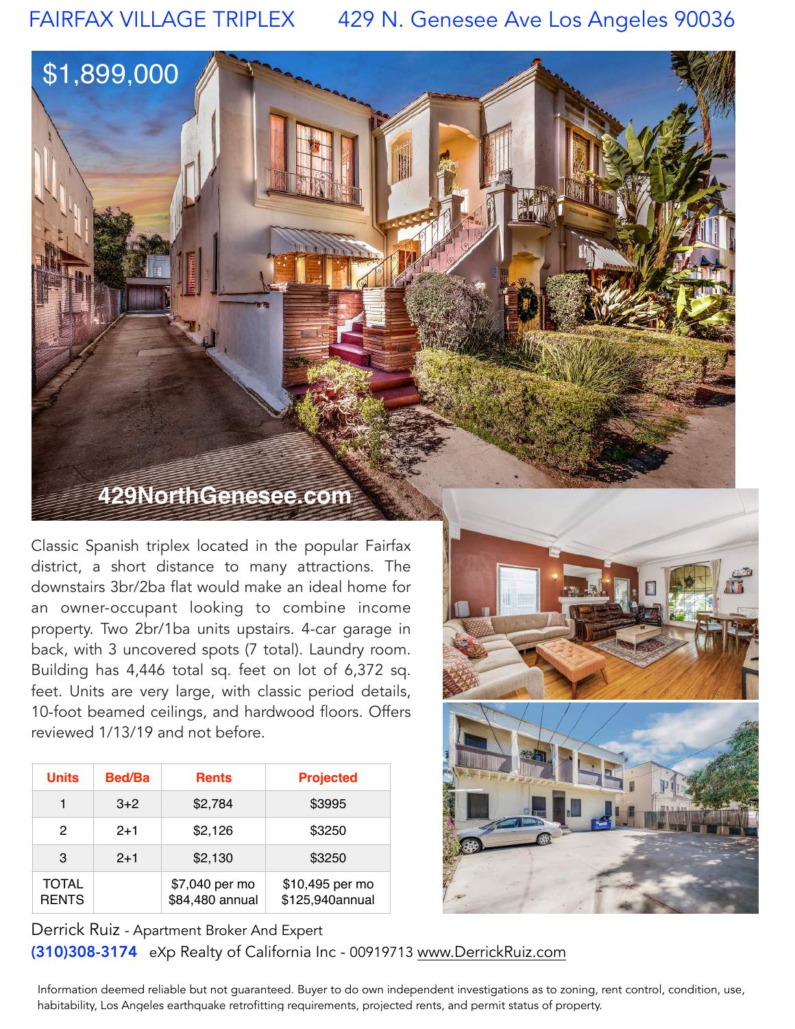# FAIRFAX VILLAGE TRIPLEX 429 N. Genesee Ave Los Angeles 90036

$1,899,000

429NorthGenesee.com

Classic Spanish triplex located in the popular Fairfax district, a short distance to many attractions. The downstairs 3br/2ba flat would make an ideal home for an owner-occupant looking to combine income property. Two 2br/1ba units upstairs. 4-car garage in back, with 3 uncovered spots (7 total). Laundry room. Building has 4,446 total sq. feet on lot of 6,372 sq. feet. Units are very large, with classic period details, 10-foot beamed ceilings, and hardwood floors. Offers reviewed 1/13/19 and not before.

| Units | Bed/Ba | Rents | Projected |
|---|---|---|---|
| 1 | 3+2 | $2,784 | $3995 |
| 2 | 2+1 | $2,126 | $3250 |
| 3 | 2+1 | $2,130 | $3250 |
| TOTAL RENTS | | $7,040 per mo<br>$84,480 annual | $10,495 per mo<br>$125,940annual |

Derrick Ruiz - Apartment Broker And Expert

**(310)308-3174** eXp Realty of California Inc - 00919713 www.DerrickRuiz.com

Information deemed reliable but not guaranteed. Buyer to do own independent investigations as to zoning, rent control, condition, use, habitability, Los Angeles earthquake retrofitting requirements, projected rents, and permit status of property.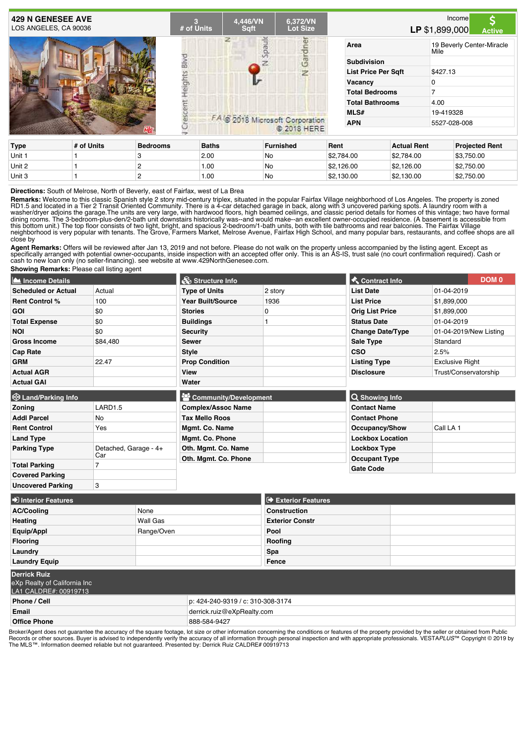**429 N GENESEE AVE**
LOS ANGELES, CA 90036

| 3 | 4,446/VN | 6,372/VN |
|---|---|---|
| # of Units | Sqft | Lot Size |

Income
**LP** $1,899,000 — Active

| | |
|---|---|
| **Area** | 19 Beverly Center-Miracle Mile |
| **Subdivision** | |
| **List Price Per Sqft** | $427.13 |
| **Vacancy** | 0 |
| **Total Bedrooms** | 7 |
| **Total Bathrooms** | 4.00 |
| **MLS#** | 19-419328 |
| **APN** | 5527-028-008 |

| Type | # of Units | Bedrooms | Baths | Furnished | Rent | Actual Rent | Projected Rent |
|---|---|---|---|---|---|---|---|
| Unit 1 | 1 | 3 | 2.00 | No | $2,784.00 | $2,784.00 | $3,750.00 |
| Unit 2 | 1 | 2 | 1.00 | No | $2,126.00 | $2,126.00 | $2,750.00 |
| Unit 3 | 1 | 2 | 1.00 | No | $2,130.00 | $2,130.00 | $2,750.00 |

**Directions:** South of Melrose, North of Beverly, east of Fairfax, west of La Brea

**Remarks:** Welcome to this classic Spanish style 2 story mid-century triplex, situated in the popular Fairfax Village neighborhood of Los Angeles. The property is zoned RD1.5 and located in a Tier 2 Transit Oriented Community. There is a 4-car detached garage in back, along with 3 uncovered parking spots. A laundry room with a washer/dryer adjoins the garage.The units are very large, with hardwood floors, high beamed ceilings, and classic period details for homes of this vintage; two have formal dining rooms. The 3-bedroom-plus-den/2-bath unit downstairs historically was--and would make--an excellent owner-occupied residence. (A basement is accessible from this bottom unit.) The top floor consists of two light, bright, and spacious 2-bedroom/1-bath units, both with tile bathrooms and rear balconies. The Fairfax Village neighborhood is very popular with tenants. The Grove, Farmers Market, Melrose Avenue, Fairfax High School, and many popular bars, restaurants, and coffee shops are all close by

**Agent Remarks:** Offers will be reviewed after Jan 13, 2019 and not before. Please do not walk on the property unless accompanied by the listing agent. Except as specifically arranged with potential owner-occupants, inside inspection with an accepted offer only. This is an AS-IS, trust sale (no court confirmation required). Cash or cash to new loan only (no seller-financing). see website at www.429NorthGenesee.com.

**Showing Remarks:** Please call listing agent

### Income Details

| | |
|---|---|
| **Scheduled or Actual** | Actual |
| **Rent Control %** | 100 |
| **GOI** | $0 |
| **Total Expense** | $0 |
| **NOI** | $0 |
| **Gross Income** | $84,480 |
| **Cap Rate** | |
| **GRM** | 22.47 |
| **Actual AGR** | |
| **Actual GAI** | |

### Structure Info

| | |
|---|---|
| **Type of Units** | 2 story |
| **Year Built/Source** | 1936 |
| **Stories** | 0 |
| **Buildings** | 1 |
| **Security** | |
| **Sewer** | |
| **Style** | |
| **Prop Condition** | |
| **View** | |
| **Water** | |

### Contract Info — DOM 0

| | |
|---|---|
| **List Date** | 01-04-2019 |
| **List Price** | $1,899,000 |
| **Orig List Price** | $1,899,000 |
| **Status Date** | 01-04-2019 |
| **Change Date/Type** | 01-04-2019/New Listing |
| **Sale Type** | Standard |
| **CSO** | 2.5% |
| **Listing Type** | Exclusive Right |
| **Disclosure** | Trust/Conservatorship |

### Land/Parking Info

| | |
|---|---|
| **Zoning** | LARD1.5 |
| **Addl Parcel** | No |
| **Rent Control** | Yes |
| **Land Type** | |
| **Parking Type** | Detached, Garage - 4+ Car |
| **Total Parking** | 7 |
| **Covered Parking** | |
| **Uncovered Parking** | 3 |

### Community/Development

| | |
|---|---|
| **Complex/Assoc Name** | |
| **Tax Mello Roos** | |
| **Mgmt. Co. Name** | |
| **Mgmt. Co. Phone** | |
| **Oth. Mgmt. Co. Name** | |
| **Oth. Mgmt. Co. Phone** | |

### Showing Info

| | |
|---|---|
| **Contact Name** | |
| **Contact Phone** | |
| **Occupancy/Show** | Call LA 1 |
| **Lockbox Location** | |
| **Lockbox Type** | |
| **Occupant Type** | |
| **Gate Code** | |

### Interior Features

| | |
|---|---|
| **AC/Cooling** | None |
| **Heating** | Wall Gas |
| **Equip/Appl** | Range/Oven |
| **Flooring** | |
| **Laundry** | |
| **Laundry Equip** | |

### Exterior Features

| | |
|---|---|
| **Construction** | |
| **Exterior Constr** | |
| **Pool** | |
| **Roofing** | |
| **Spa** | |
| **Fence** | |

**Derrick Ruiz**
eXp Realty of California Inc
LA1 CALDRE#: 00919713

| | |
|---|---|
| **Phone / Cell** | p: 424-240-9319 / c: 310-308-3174 |
| **Email** | derrick.ruiz@eXpRealty.com |
| **Office Phone** | 888-584-9427 |

Broker/Agent does not guarantee the accuracy of the square footage, lot size or other information concerning the conditions or features of the property provided by the seller or obtained from Public Records or other sources. Buyer is advised to independently verify the accuracy of all information through personal inspection and with appropriate professionals. VESTA*PLUS*™ Copyright © 2019 by The MLS™. Information deemed reliable but not guaranteed. Presented by: Derrick Ruiz CALDRE# 00919713